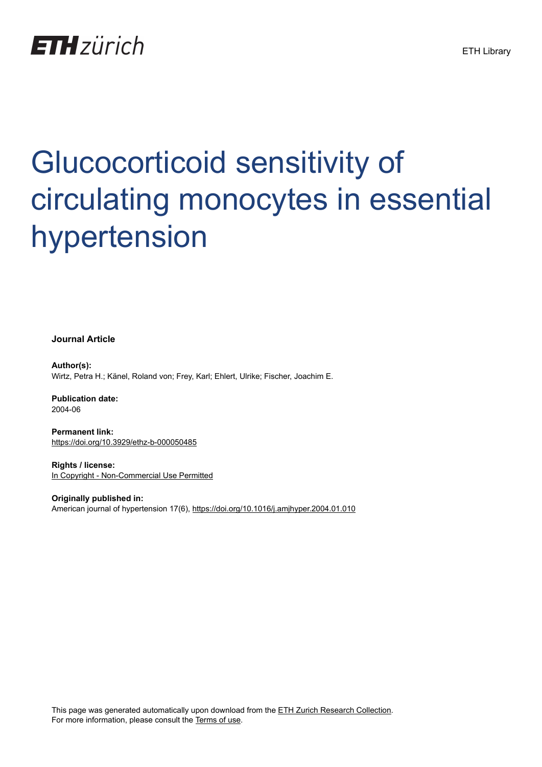ETH zürich

ETH Library

# Glucocorticoid sensitivity of circulating monocytes in essential hypertension

**Journal Article**

**Author(s):**
Wirtz, Petra H.; Känel, Roland von; Frey, Karl; Ehlert, Ulrike; Fischer, Joachim E.

**Publication date:**
2004-06

**Permanent link:**
https://doi.org/10.3929/ethz-b-000050485

**Rights / license:**
In Copyright - Non-Commercial Use Permitted

**Originally published in:**
American journal of hypertension 17(6), https://doi.org/10.1016/j.amjhyper.2004.01.010

This page was generated automatically upon download from the ETH Zurich Research Collection.
For more information, please consult the Terms of use.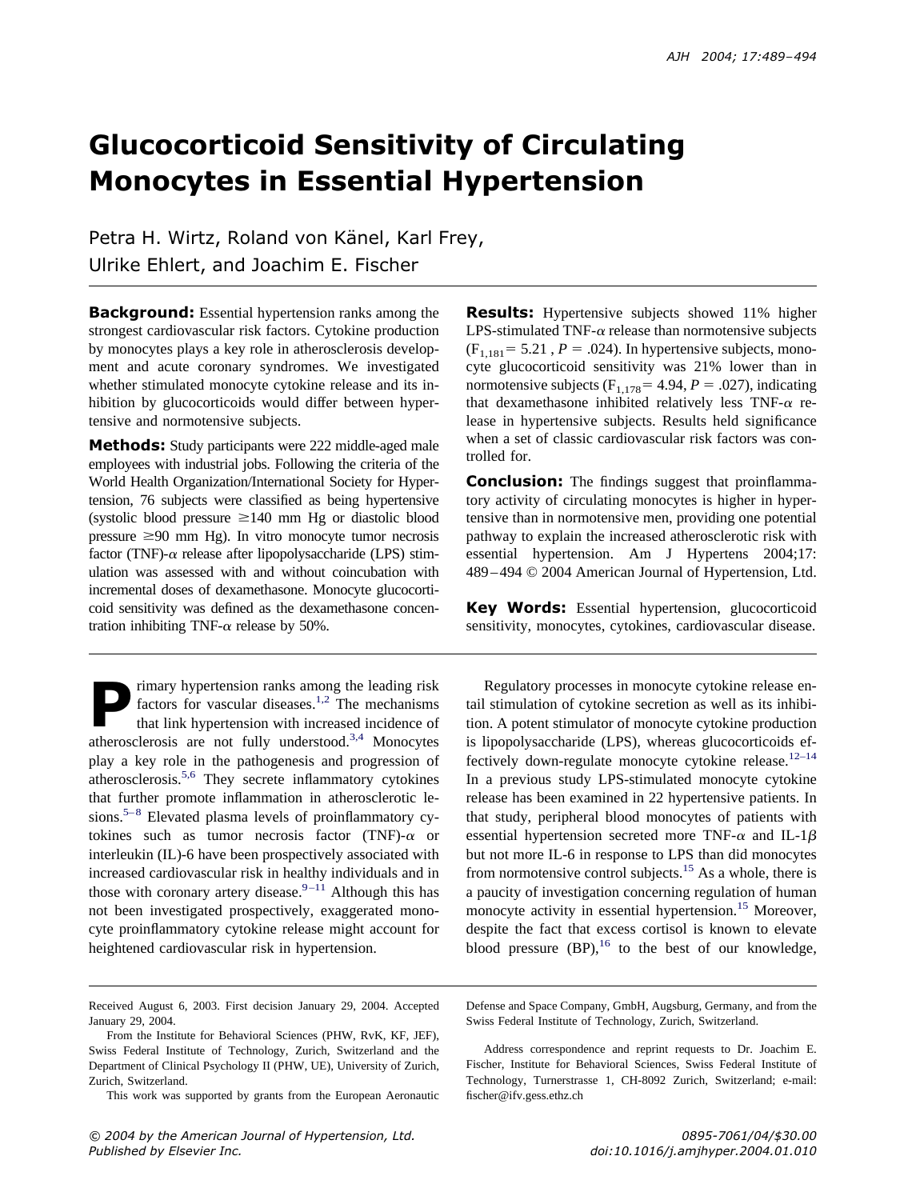# Glucocorticoid Sensitivity of Circulating Monocytes in Essential Hypertension

Petra H. Wirtz, Roland von Känel, Karl Frey, Ulrike Ehlert, and Joachim E. Fischer

**Background:** Essential hypertension ranks among the strongest cardiovascular risk factors. Cytokine production by monocytes plays a key role in atherosclerosis development and acute coronary syndromes. We investigated whether stimulated monocyte cytokine release and its inhibition by glucocorticoids would differ between hypertensive and normotensive subjects.

**Methods:** Study participants were 222 middle-aged male employees with industrial jobs. Following the criteria of the World Health Organization/International Society for Hypertension, 76 subjects were classified as being hypertensive (systolic blood pressure ≥140 mm Hg or diastolic blood pressure ≥90 mm Hg). In vitro monocyte tumor necrosis factor (TNF)-$\alpha$ release after lipopolysaccharide (LPS) stimulation was assessed with and without coincubation with incremental doses of dexamethasone. Monocyte glucocorticoid sensitivity was defined as the dexamethasone concentration inhibiting TNF-$\alpha$ release by 50%.

**Results:** Hypertensive subjects showed 11% higher LPS-stimulated TNF-$\alpha$ release than normotensive subjects ($F_{1,181} = 5.21$, $P = .024$). In hypertensive subjects, monocyte glucocorticoid sensitivity was 21% lower than in normotensive subjects ($F_{1,178} = 4.94$, $P = .027$), indicating that dexamethasone inhibited relatively less TNF-$\alpha$ release in hypertensive subjects. Results held significance when a set of classic cardiovascular risk factors was controlled for.

**Conclusion:** The findings suggest that proinflammatory activity of circulating monocytes is higher in hypertensive than in normotensive men, providing one potential pathway to explain the increased atherosclerotic risk with essential hypertension. Am J Hypertens 2004;17: 489–494 © 2004 American Journal of Hypertension, Ltd.

**Key Words:** Essential hypertension, glucocorticoid sensitivity, monocytes, cytokines, cardiovascular disease.

Primary hypertension ranks among the leading risk factors for vascular diseases.[1,2] The mechanisms that link hypertension with increased incidence of atherosclerosis are not fully understood.[3,4] Monocytes play a key role in the pathogenesis and progression of atherosclerosis.[5,6] They secrete inflammatory cytokines that further promote inflammation in atherosclerotic lesions.[5–8] Elevated plasma levels of proinflammatory cytokines such as tumor necrosis factor (TNF)-$\alpha$ or interleukin (IL)-6 have been prospectively associated with increased cardiovascular risk in healthy individuals and in those with coronary artery disease.[9–11] Although this has not been investigated prospectively, exaggerated monocyte proinflammatory cytokine release might account for heightened cardiovascular risk in hypertension.

Regulatory processes in monocyte cytokine release entail stimulation of cytokine secretion as well as its inhibition. A potent stimulator of monocyte cytokine production is lipopolysaccharide (LPS), whereas glucocorticoids effectively down-regulate monocyte cytokine release.[12–14] In a previous study LPS-stimulated monocyte cytokine release has been examined in 22 hypertensive patients. In that study, peripheral blood monocytes of patients with essential hypertension secreted more TNF-$\alpha$ and IL-1$\beta$ but not more IL-6 in response to LPS than did monocytes from normotensive control subjects.[15] As a whole, there is a paucity of investigation concerning regulation of human monocyte activity in essential hypertension.[15] Moreover, despite the fact that excess cortisol is known to elevate blood pressure (BP),[16] to the best of our knowledge,

Received August 6, 2003. First decision January 29, 2004. Accepted January 29, 2004.

From the Institute for Behavioral Sciences (PHW, RvK, KF, JEF), Swiss Federal Institute of Technology, Zurich, Switzerland and the Department of Clinical Psychology II (PHW, UE), University of Zurich, Zurich, Switzerland.

This work was supported by grants from the European Aeronautic Defense and Space Company, GmbH, Augsburg, Germany, and from the Swiss Federal Institute of Technology, Zurich, Switzerland.

Address correspondence and reprint requests to Dr. Joachim E. Fischer, Institute for Behavioral Sciences, Swiss Federal Institute of Technology, Turnerstrasse 1, CH-8092 Zurich, Switzerland; e-mail: fischer@ifv.gess.ethz.ch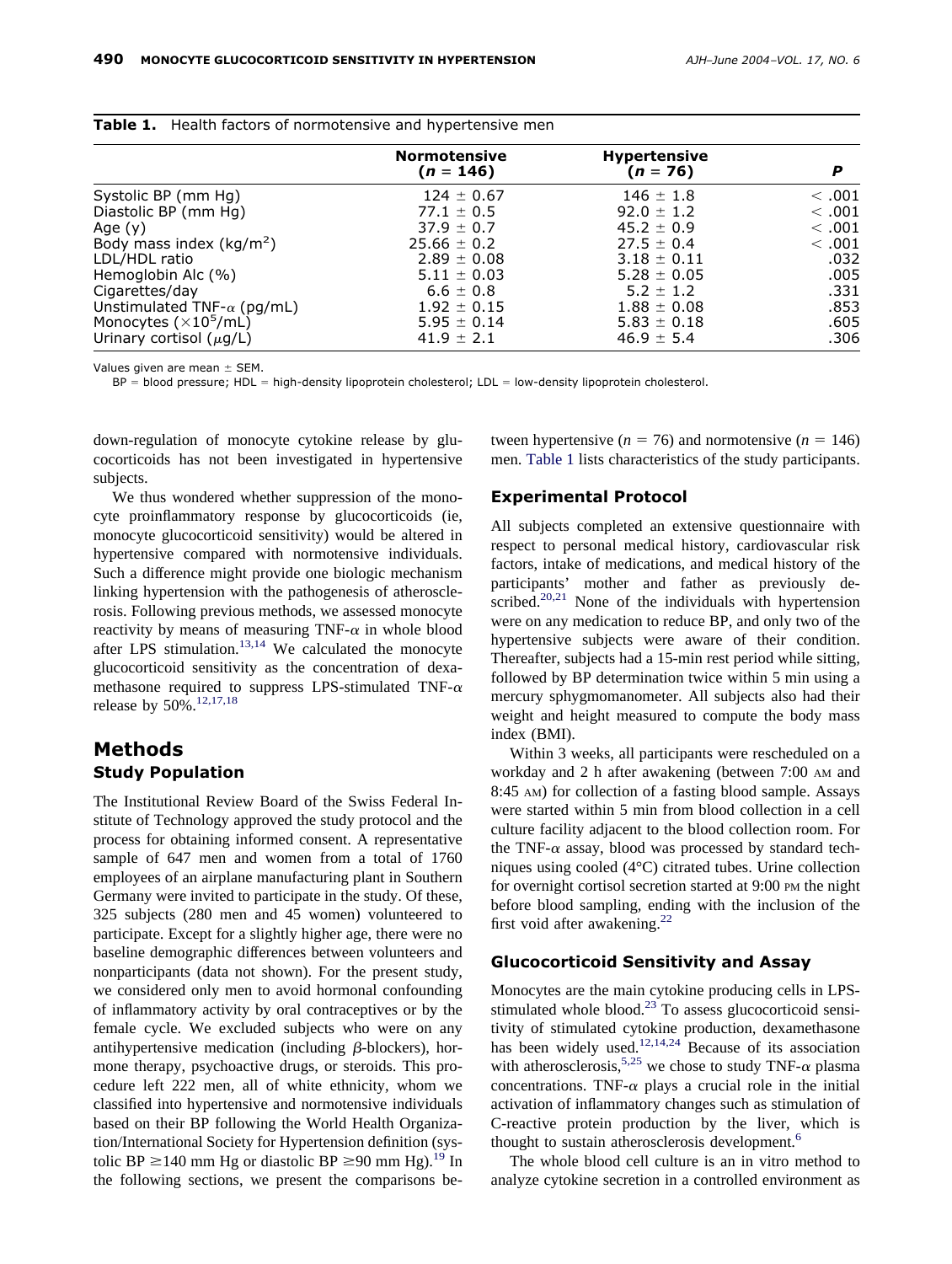**Table 1.** Health factors of normotensive and hypertensive men

| | Normotensive ($n$ = 146) | Hypertensive ($n$ = 76) | $P$ |
|---|---|---|---|
| Systolic BP (mm Hg) | 124 ± 0.67 | 146 ± 1.8 | < .001 |
| Diastolic BP (mm Hg) | 77.1 ± 0.5 | 92.0 ± 1.2 | < .001 |
| Age (y) | 37.9 ± 0.7 | 45.2 ± 0.9 | < .001 |
| Body mass index (kg/m$^2$) | 25.66 ± 0.2 | 27.5 ± 0.4 | < .001 |
| LDL/HDL ratio | 2.89 ± 0.08 | 3.18 ± 0.11 | .032 |
| Hemoglobin Alc (%) | 5.11 ± 0.03 | 5.28 ± 0.05 | .005 |
| Cigarettes/day | 6.6 ± 0.8 | 5.2 ± 1.2 | .331 |
| Unstimulated TNF-$\alpha$ (pg/mL) | 1.92 ± 0.15 | 1.88 ± 0.08 | .853 |
| Monocytes ($\times 10^5$/mL) | 5.95 ± 0.14 | 5.83 ± 0.18 | .605 |
| Urinary cortisol ($\mu$g/L) | 41.9 ± 2.1 | 46.9 ± 5.4 | .306 |

Values given are mean ± SEM.

BP = blood pressure; HDL = high-density lipoprotein cholesterol; LDL = low-density lipoprotein cholesterol.

down-regulation of monocyte cytokine release by glucocorticoids has not been investigated in hypertensive subjects.

We thus wondered whether suppression of the monocyte proinflammatory response by glucocorticoids (ie, monocyte glucocorticoid sensitivity) would be altered in hypertensive compared with normotensive individuals. Such a difference might provide one biologic mechanism linking hypertension with the pathogenesis of atherosclerosis. Following previous methods, we assessed monocyte reactivity by means of measuring TNF-$\alpha$ in whole blood after LPS stimulation.[13,14] We calculated the monocyte glucocorticoid sensitivity as the concentration of dexamethasone required to suppress LPS-stimulated TNF-$\alpha$ release by 50%.[12,17,18]

# Methods

## Study Population

The Institutional Review Board of the Swiss Federal Institute of Technology approved the study protocol and the process for obtaining informed consent. A representative sample of 647 men and women from a total of 1760 employees of an airplane manufacturing plant in Southern Germany were invited to participate in the study. Of these, 325 subjects (280 men and 45 women) volunteered to participate. Except for a slightly higher age, there were no baseline demographic differences between volunteers and nonparticipants (data not shown). For the present study, we considered only men to avoid hormonal confounding of inflammatory activity by oral contraceptives or by the female cycle. We excluded subjects who were on any antihypertensive medication (including $\beta$-blockers), hormone therapy, psychoactive drugs, or steroids. This procedure left 222 men, all of white ethnicity, whom we classified into hypertensive and normotensive individuals based on their BP following the World Health Organization/International Society for Hypertension definition (systolic BP ≥140 mm Hg or diastolic BP ≥90 mm Hg).[19] In the following sections, we present the comparisons between hypertensive ($n$ = 76) and normotensive ($n$ = 146) men. Table 1 lists characteristics of the study participants.

## Experimental Protocol

All subjects completed an extensive questionnaire with respect to personal medical history, cardiovascular risk factors, intake of medications, and medical history of the participants' mother and father as previously described.[20,21] None of the individuals with hypertension were on any medication to reduce BP, and only two of the hypertensive subjects were aware of their condition. Thereafter, subjects had a 15-min rest period while sitting, followed by BP determination twice within 5 min using a mercury sphygmomanometer. All subjects also had their weight and height measured to compute the body mass index (BMI).

Within 3 weeks, all participants were rescheduled on a workday and 2 h after awakening (between 7:00 AM and 8:45 AM) for collection of a fasting blood sample. Assays were started within 5 min from blood collection in a cell culture facility adjacent to the blood collection room. For the TNF-$\alpha$ assay, blood was processed by standard techniques using cooled (4°C) citrated tubes. Urine collection for overnight cortisol secretion started at 9:00 PM the night before blood sampling, ending with the inclusion of the first void after awakening.[22]

## Glucocorticoid Sensitivity and Assay

Monocytes are the main cytokine producing cells in LPS-stimulated whole blood.[23] To assess glucocorticoid sensitivity of stimulated cytokine production, dexamethasone has been widely used.[12,14,24] Because of its association with atherosclerosis,[5,25] we chose to study TNF-$\alpha$ plasma concentrations. TNF-$\alpha$ plays a crucial role in the initial activation of inflammatory changes such as stimulation of C-reactive protein production by the liver, which is thought to sustain atherosclerosis development.[6]

The whole blood cell culture is an in vitro method to analyze cytokine secretion in a controlled environment as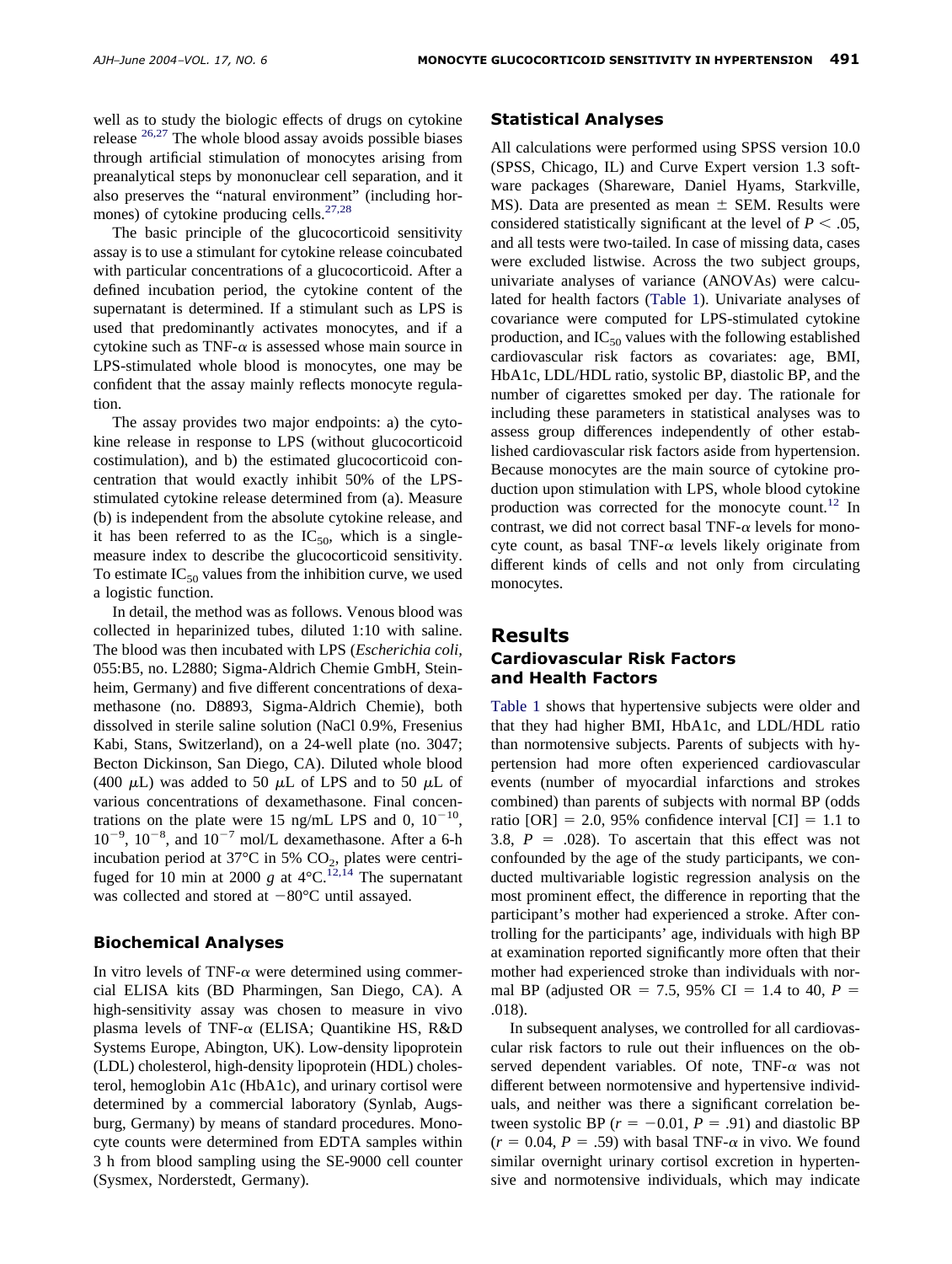well as to study the biologic effects of drugs on cytokine release.[26,27] The whole blood assay avoids possible biases through artificial stimulation of monocytes arising from preanalytical steps by mononuclear cell separation, and it also preserves the "natural environment" (including hormones) of cytokine producing cells.[27,28]

The basic principle of the glucocorticoid sensitivity assay is to use a stimulant for cytokine release coincubated with particular concentrations of a glucocorticoid. After a defined incubation period, the cytokine content of the supernatant is determined. If a stimulant such as LPS is used that predominantly activates monocytes, and if a cytokine such as TNF-$\alpha$ is assessed whose main source in LPS-stimulated whole blood is monocytes, one may be confident that the assay mainly reflects monocyte regulation.

The assay provides two major endpoints: a) the cytokine release in response to LPS (without glucocorticoid costimulation), and b) the estimated glucocorticoid concentration that would exactly inhibit 50% of the LPS-stimulated cytokine release determined from (a). Measure (b) is independent from the absolute cytokine release, and it has been referred to as the $IC_{50}$, which is a single-measure index to describe the glucocorticoid sensitivity. To estimate $IC_{50}$ values from the inhibition curve, we used a logistic function.

In detail, the method was as follows. Venous blood was collected in heparinized tubes, diluted 1:10 with saline. The blood was then incubated with LPS (*Escherichia coli,* 055:B5, no. L2880; Sigma-Aldrich Chemie GmbH, Steinheim, Germany) and five different concentrations of dexamethasone (no. D8893, Sigma-Aldrich Chemie), both dissolved in sterile saline solution (NaCl 0.9%, Fresenius Kabi, Stans, Switzerland), on a 24-well plate (no. 3047; Becton Dickinson, San Diego, CA). Diluted whole blood (400 $\mu$L) was added to 50 $\mu$L of LPS and to 50 $\mu$L of various concentrations of dexamethasone. Final concentrations on the plate were 15 ng/mL LPS and 0, $10^{-10}$, $10^{-9}$, $10^{-8}$, and $10^{-7}$ mol/L dexamethasone. After a 6-h incubation period at 37°C in 5% $CO_2$, plates were centrifuged for 10 min at 2000 *g* at 4°C.[12,14] The supernatant was collected and stored at −80°C until assayed.

### Biochemical Analyses

In vitro levels of TNF-$\alpha$ were determined using commercial ELISA kits (BD Pharmingen, San Diego, CA). A high-sensitivity assay was chosen to measure in vivo plasma levels of TNF-$\alpha$ (ELISA; Quantikine HS, R&D Systems Europe, Abington, UK). Low-density lipoprotein (LDL) cholesterol, high-density lipoprotein (HDL) cholesterol, hemoglobin A1c (HbA1c), and urinary cortisol were determined by a commercial laboratory (Synlab, Augsburg, Germany) by means of standard procedures. Monocyte counts were determined from EDTA samples within 3 h from blood sampling using the SE-9000 cell counter (Sysmex, Norderstedt, Germany).

### Statistical Analyses

All calculations were performed using SPSS version 10.0 (SPSS, Chicago, IL) and Curve Expert version 1.3 software packages (Shareware, Daniel Hyams, Starkville, MS). Data are presented as mean ± SEM. Results were considered statistically significant at the level of $P < .05$, and all tests were two-tailed. In case of missing data, cases were excluded listwise. Across the two subject groups, univariate analyses of variance (ANOVAs) were calculated for health factors (Table 1). Univariate analyses of covariance were computed for LPS-stimulated cytokine production, and $IC_{50}$ values with the following established cardiovascular risk factors as covariates: age, BMI, HbA1c, LDL/HDL ratio, systolic BP, diastolic BP, and the number of cigarettes smoked per day. The rationale for including these parameters in statistical analyses was to assess group differences independently of other established cardiovascular risk factors aside from hypertension. Because monocytes are the main source of cytokine production upon stimulation with LPS, whole blood cytokine production was corrected for the monocyte count.[12] In contrast, we did not correct basal TNF-$\alpha$ levels for monocyte count, as basal TNF-$\alpha$ levels likely originate from different kinds of cells and not only from circulating monocytes.

## Results

### Cardiovascular Risk Factors and Health Factors

Table 1 shows that hypertensive subjects were older and that they had higher BMI, HbA1c, and LDL/HDL ratio than normotensive subjects. Parents of subjects with hypertension had more often experienced cardiovascular events (number of myocardial infarctions and strokes combined) than parents of subjects with normal BP (odds ratio [OR] = 2.0, 95% confidence interval [CI] = 1.1 to 3.8, $P = .028$). To ascertain that this effect was not confounded by the age of the study participants, we conducted multivariable logistic regression analysis on the most prominent effect, the difference in reporting that the participant's mother had experienced a stroke. After controlling for the participants' age, individuals with high BP at examination reported significantly more often that their mother had experienced stroke than individuals with normal BP (adjusted OR = 7.5, 95% CI = 1.4 to 40, $P = .018$).

In subsequent analyses, we controlled for all cardiovascular risk factors to rule out their influences on the observed dependent variables. Of note, TNF-$\alpha$ was not different between normotensive and hypertensive individuals, and neither was there a significant correlation between systolic BP ($r = -0.01$, $P = .91$) and diastolic BP ($r = 0.04$, $P = .59$) with basal TNF-$\alpha$ in vivo. We found similar overnight urinary cortisol excretion in hypertensive and normotensive individuals, which may indicate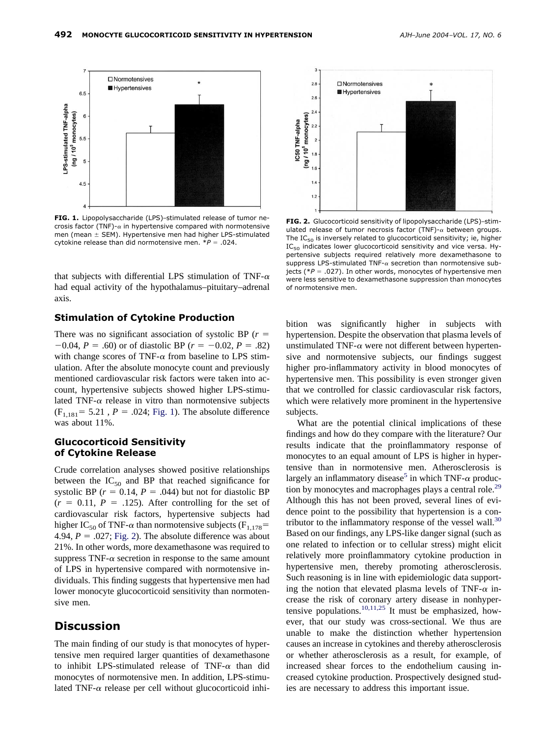FIG. 1. Lipopolysaccharide (LPS)–stimulated release of tumor necrosis factor (TNF)-$\alpha$ in hypertensive compared with normotensive men (mean ± SEM). Hypertensive men had higher LPS-stimulated cytokine release than did normotensive men. *$P$ = .024.

FIG. 2. Glucocorticoid sensitivity of lipopolysaccharide (LPS)–stimulated release of tumor necrosis factor (TNF)-$\alpha$ between groups. The $IC_{50}$ is inversely related to glucocorticoid sensitivity; ie, higher $IC_{50}$ indicates lower glucocorticoid sensitivity and vice versa. Hypertensive subjects required relatively more dexamethasone to suppress LPS-stimulated TNF-$\alpha$ secretion than normotensive subjects (*$P$ = .027). In other words, monocytes of hypertensive men were less sensitive to dexamethasone suppression than monocytes of normotensive men.

that subjects with differential LPS stimulation of TNF-$\alpha$ had equal activity of the hypothalamus–pituitary–adrenal axis.

### Stimulation of Cytokine Production

There was no significant association of systolic BP ($r = -0.04$, $P = .60$) or of diastolic BP ($r = -0.02$, $P = .82$) with change scores of TNF-$\alpha$ from baseline to LPS stimulation. After the absolute monocyte count and previously mentioned cardiovascular risk factors were taken into account, hypertensive subjects showed higher LPS-stimulated TNF-$\alpha$ release in vitro than normotensive subjects ($F_{1,181} = 5.21$, $P = .024$; Fig. 1). The absolute difference was about 11%.

### Glucocorticoid Sensitivity of Cytokine Release

Crude correlation analyses showed positive relationships between the $IC_{50}$ and BP that reached significance for systolic BP ($r = 0.14$, $P = .044$) but not for diastolic BP ($r = 0.11$, $P = .125$). After controlling for the set of cardiovascular risk factors, hypertensive subjects had higher $IC_{50}$ of TNF-$\alpha$ than normotensive subjects ($F_{1,178} = 4.94$, $P = .027$; Fig. 2). The absolute difference was about 21%. In other words, more dexamethasone was required to suppress TNF-$\alpha$ secretion in response to the same amount of LPS in hypertensive compared with normotensive individuals. This finding suggests that hypertensive men had lower monocyte glucocorticoid sensitivity than normotensive men.

## Discussion

The main finding of our study is that monocytes of hypertensive men required larger quantities of dexamethasone to inhibit LPS-stimulated release of TNF-$\alpha$ than did monocytes of normotensive men. In addition, LPS-stimulated TNF-$\alpha$ release per cell without glucocorticoid inhibition was significantly higher in subjects with hypertension. Despite the observation that plasma levels of unstimulated TNF-$\alpha$ were not different between hypertensive and normotensive subjects, our findings suggest higher pro-inflammatory activity in blood monocytes of hypertensive men. This possibility is even stronger given that we controlled for classic cardiovascular risk factors, which were relatively more prominent in the hypertensive subjects.

What are the potential clinical implications of these findings and how do they compare with the literature? Our results indicate that the proinflammatory response of monocytes to an equal amount of LPS is higher in hypertensive than in normotensive men. Atherosclerosis is largely an inflammatory disease[5] in which TNF-$\alpha$ production by monocytes and macrophages plays a central role.[29] Although this has not been proved, several lines of evidence point to the possibility that hypertension is a contributor to the inflammatory response of the vessel wall.[30] Based on our findings, any LPS-like danger signal (such as one related to infection or to cellular stress) might elicit relatively more proinflammatory cytokine production in hypertensive men, thereby promoting atherosclerosis. Such reasoning is in line with epidemiologic data supporting the notion that elevated plasma levels of TNF-$\alpha$ increase the risk of coronary artery disease in nonhypertensive populations.[10,11,25] It must be emphasized, however, that our study was cross-sectional. We thus are unable to make the distinction whether hypertension causes an increase in cytokines and thereby atherosclerosis or whether atherosclerosis as a result, for example, of increased shear forces to the endothelium causing increased cytokine production. Prospectively designed studies are necessary to address this important issue.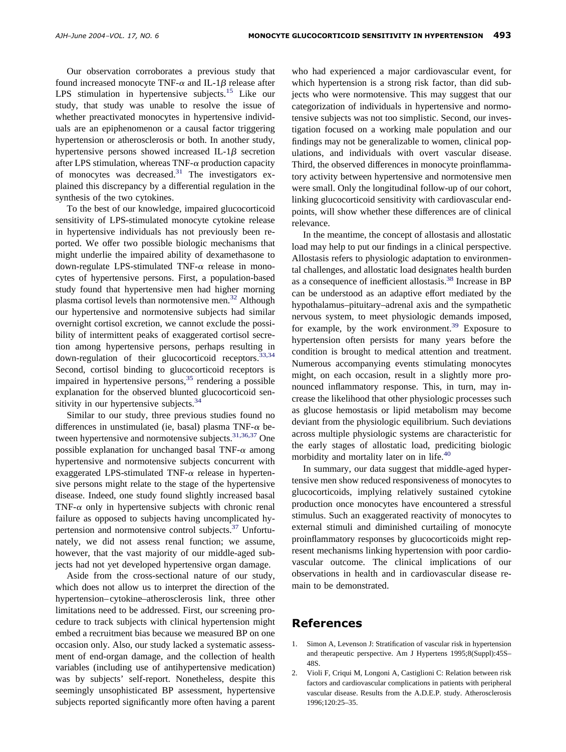Our observation corroborates a previous study that found increased monocyte TNF-$\alpha$ and IL-1$\beta$ release after LPS stimulation in hypertensive subjects.[15] Like our study, that study was unable to resolve the issue of whether preactivated monocytes in hypertensive individuals are an epiphenomenon or a causal factor triggering hypertension or atherosclerosis or both. In another study, hypertensive persons showed increased IL-1$\beta$ secretion after LPS stimulation, whereas TNF-$\alpha$ production capacity of monocytes was decreased.[31] The investigators explained this discrepancy by a differential regulation in the synthesis of the two cytokines.

To the best of our knowledge, impaired glucocorticoid sensitivity of LPS-stimulated monocyte cytokine release in hypertensive individuals has not previously been reported. We offer two possible biologic mechanisms that might underlie the impaired ability of dexamethasone to down-regulate LPS-stimulated TNF-$\alpha$ release in monocytes of hypertensive persons. First, a population-based study found that hypertensive men had higher morning plasma cortisol levels than normotensive men.[32] Although our hypertensive and normotensive subjects had similar overnight cortisol excretion, we cannot exclude the possibility of intermittent peaks of exaggerated cortisol secretion among hypertensive persons, perhaps resulting in down-regulation of their glucocorticoid receptors.[33,34] Second, cortisol binding to glucocorticoid receptors is impaired in hypertensive persons,[35] rendering a possible explanation for the observed blunted glucocorticoid sensitivity in our hypertensive subjects.[34]

Similar to our study, three previous studies found no differences in unstimulated (ie, basal) plasma TNF-$\alpha$ between hypertensive and normotensive subjects.[31,36,37] One possible explanation for unchanged basal TNF-$\alpha$ among hypertensive and normotensive subjects concurrent with exaggerated LPS-stimulated TNF-$\alpha$ release in hypertensive persons might relate to the stage of the hypertensive disease. Indeed, one study found slightly increased basal TNF-$\alpha$ only in hypertensive subjects with chronic renal failure as opposed to subjects having uncomplicated hypertension and normotensive control subjects.[37] Unfortunately, we did not assess renal function; we assume, however, that the vast majority of our middle-aged subjects had not yet developed hypertensive organ damage.

Aside from the cross-sectional nature of our study, which does not allow us to interpret the direction of the hypertension–cytokine–atherosclerosis link, three other limitations need to be addressed. First, our screening procedure to track subjects with clinical hypertension might embed a recruitment bias because we measured BP on one occasion only. Also, our study lacked a systematic assessment of end-organ damage, and the collection of health variables (including use of antihypertensive medication) was by subjects' self-report. Nonetheless, despite this seemingly unsophisticated BP assessment, hypertensive subjects reported significantly more often having a parent who had experienced a major cardiovascular event, for which hypertension is a strong risk factor, than did subjects who were normotensive. This may suggest that our categorization of individuals in hypertensive and normotensive subjects was not too simplistic. Second, our investigation focused on a working male population and our findings may not be generalizable to women, clinical populations, and individuals with overt vascular disease. Third, the observed differences in monocyte proinflammatory activity between hypertensive and normotensive men were small. Only the longitudinal follow-up of our cohort, linking glucocorticoid sensitivity with cardiovascular endpoints, will show whether these differences are of clinical relevance.

In the meantime, the concept of allostasis and allostatic load may help to put our findings in a clinical perspective. Allostasis refers to physiologic adaptation to environmental challenges, and allostatic load designates health burden as a consequence of inefficient allostasis.[38] Increase in BP can be understood as an adaptive effort mediated by the hypothalamus–pituitary–adrenal axis and the sympathetic nervous system, to meet physiologic demands imposed, for example, by the work environment.[39] Exposure to hypertension often persists for many years before the condition is brought to medical attention and treatment. Numerous accompanying events stimulating monocytes might, on each occasion, result in a slightly more pronounced inflammatory response. This, in turn, may increase the likelihood that other physiologic processes such as glucose hemostasis or lipid metabolism may become deviant from the physiologic equilibrium. Such deviations across multiple physiologic systems are characteristic for the early stages of allostatic load, prediciting biologic morbidity and mortality later on in life.[40]

In summary, our data suggest that middle-aged hypertensive men show reduced responsiveness of monocytes to glucocorticoids, implying relatively sustained cytokine production once monocytes have encountered a stressful stimulus. Such an exaggerated reactivity of monocytes to external stimuli and diminished curtailing of monocyte proinflammatory responses by glucocorticoids might represent mechanisms linking hypertension with poor cardiovascular outcome. The clinical implications of our observations in health and in cardiovascular disease remain to be demonstrated.

## References

1. Simon A, Levenson J: Stratification of vascular risk in hypertension and therapeutic perspective. Am J Hypertens 1995;8(Suppl):45S–48S.
2. Violi F, Criqui M, Longoni A, Castiglioni C: Relation between risk factors and cardiovascular complications in patients with peripheral vascular disease. Results from the A.D.E.P. study. Atherosclerosis 1996;120:25–35.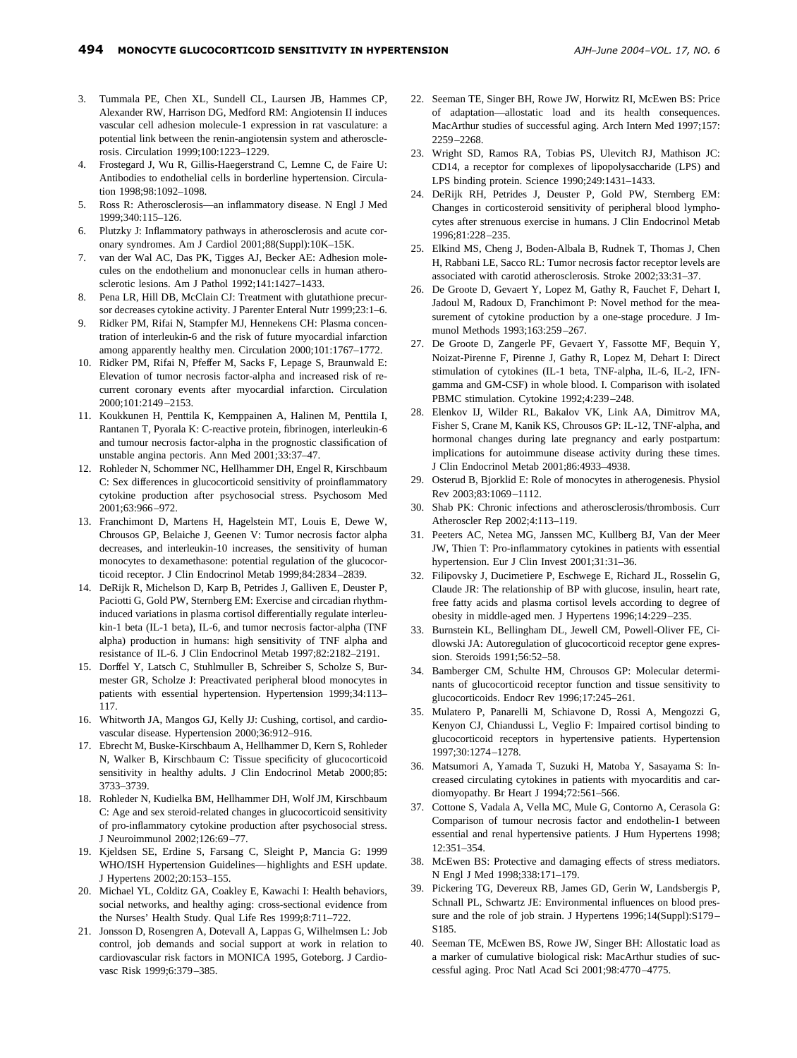3. Tummala PE, Chen XL, Sundell CL, Laursen JB, Hammes CP, Alexander RW, Harrison DG, Medford RM: Angiotensin II induces vascular cell adhesion molecule-1 expression in rat vasculature: a potential link between the renin-angiotensin system and atherosclerosis. Circulation 1999;100:1223–1229.
4. Frostegard J, Wu R, Gillis-Haegerstrand C, Lemne C, de Faire U: Antibodies to endothelial cells in borderline hypertension. Circulation 1998;98:1092–1098.
5. Ross R: Atherosclerosis—an inflammatory disease. N Engl J Med 1999;340:115–126.
6. Plutzky J: Inflammatory pathways in atherosclerosis and acute coronary syndromes. Am J Cardiol 2001;88(Suppl):10K–15K.
7. van der Wal AC, Das PK, Tigges AJ, Becker AE: Adhesion molecules on the endothelium and mononuclear cells in human atherosclerotic lesions. Am J Pathol 1992;141:1427–1433.
8. Pena LR, Hill DB, McClain CJ: Treatment with glutathione precursor decreases cytokine activity. J Parenter Enteral Nutr 1999;23:1–6.
9. Ridker PM, Rifai N, Stampfer MJ, Hennekens CH: Plasma concentration of interleukin-6 and the risk of future myocardial infarction among apparently healthy men. Circulation 2000;101:1767–1772.
10. Ridker PM, Rifai N, Pfeffer M, Sacks F, Lepage S, Braunwald E: Elevation of tumor necrosis factor-alpha and increased risk of recurrent coronary events after myocardial infarction. Circulation 2000;101:2149–2153.
11. Koukkunen H, Penttila K, Kemppainen A, Halinen M, Penttila I, Rantanen T, Pyorala K: C-reactive protein, fibrinogen, interleukin-6 and tumour necrosis factor-alpha in the prognostic classification of unstable angina pectoris. Ann Med 2001;33:37–47.
12. Rohleder N, Schommer NC, Hellhammer DH, Engel R, Kirschbaum C: Sex differences in glucocorticoid sensitivity of proinflammatory cytokine production after psychosocial stress. Psychosom Med 2001;63:966–972.
13. Franchimont D, Martens H, Hagelstein MT, Louis E, Dewe W, Chrousos GP, Belaiche J, Geenen V: Tumor necrosis factor alpha decreases, and interleukin-10 increases, the sensitivity of human monocytes to dexamethasone: potential regulation of the glucocorticoid receptor. J Clin Endocrinol Metab 1999;84:2834–2839.
14. DeRijk R, Michelson D, Karp B, Petrides J, Galliven E, Deuster P, Paciotti G, Gold PW, Sternberg EM: Exercise and circadian rhythm-induced variations in plasma cortisol differentially regulate interleukin-1 beta (IL-1 beta), IL-6, and tumor necrosis factor-alpha (TNF alpha) production in humans: high sensitivity of TNF alpha and resistance of IL-6. J Clin Endocrinol Metab 1997;82:2182–2191.
15. Dorffel Y, Latsch C, Stuhlmuller B, Schreiber S, Scholze S, Burmester GR, Scholze J: Preactivated peripheral blood monocytes in patients with essential hypertension. Hypertension 1999;34:113–117.
16. Whitworth JA, Mangos GJ, Kelly JJ: Cushing, cortisol, and cardiovascular disease. Hypertension 2000;36:912–916.
17. Ebrecht M, Buske-Kirschbaum A, Hellhammer D, Kern S, Rohleder N, Walker B, Kirschbaum C: Tissue specificity of glucocorticoid sensitivity in healthy adults. J Clin Endocrinol Metab 2000;85: 3733–3739.
18. Rohleder N, Kudielka BM, Hellhammer DH, Wolf JM, Kirschbaum C: Age and sex steroid-related changes in glucocorticoid sensitivity of pro-inflammatory cytokine production after psychosocial stress. J Neuroimmunol 2002;126:69–77.
19. Kjeldsen SE, Erdine S, Farsang C, Sleight P, Mancia G: 1999 WHO/ISH Hypertension Guidelines—highlights and ESH update. J Hypertens 2002;20:153–155.
20. Michael YL, Colditz GA, Coakley E, Kawachi I: Health behaviors, social networks, and healthy aging: cross-sectional evidence from the Nurses' Health Study. Qual Life Res 1999;8:711–722.
21. Jonsson D, Rosengren A, Dotevall A, Lappas G, Wilhelmsen L: Job control, job demands and social support at work in relation to cardiovascular risk factors in MONICA 1995, Goteborg. J Cardiovasc Risk 1999;6:379–385.
22. Seeman TE, Singer BH, Rowe JW, Horwitz RI, McEwen BS: Price of adaptation—allostatic load and its health consequences. MacArthur studies of successful aging. Arch Intern Med 1997;157: 2259–2268.
23. Wright SD, Ramos RA, Tobias PS, Ulevitch RJ, Mathison JC: CD14, a receptor for complexes of lipopolysaccharide (LPS) and LPS binding protein. Science 1990;249:1431–1433.
24. DeRijk RH, Petrides J, Deuster P, Gold PW, Sternberg EM: Changes in corticosteroid sensitivity of peripheral blood lymphocytes after strenuous exercise in humans. J Clin Endocrinol Metab 1996;81:228–235.
25. Elkind MS, Cheng J, Boden-Albala B, Rudnek T, Thomas J, Chen H, Rabbani LE, Sacco RL: Tumor necrosis factor receptor levels are associated with carotid atherosclerosis. Stroke 2002;33:31–37.
26. De Groote D, Gevaert Y, Lopez M, Gathy R, Fauchet F, Dehart I, Jadoul M, Radoux D, Franchimont P: Novel method for the measurement of cytokine production by a one-stage procedure. J Immunol Methods 1993;163:259–267.
27. De Groote D, Zangerle PF, Gevaert Y, Fassotte MF, Bequin Y, Noizat-Pirenne F, Pirenne J, Gathy R, Lopez M, Dehart I: Direct stimulation of cytokines (IL-1 beta, TNF-alpha, IL-6, IL-2, IFN-gamma and GM-CSF) in whole blood. I. Comparison with isolated PBMC stimulation. Cytokine 1992;4:239–248.
28. Elenkov IJ, Wilder RL, Bakalov VK, Link AA, Dimitrov MA, Fisher S, Crane M, Kanik KS, Chrousos GP: IL-12, TNF-alpha, and hormonal changes during late pregnancy and early postpartum: implications for autoimmune disease activity during these times. J Clin Endocrinol Metab 2001;86:4933–4938.
29. Osterud B, Bjorklid E: Role of monocytes in atherogenesis. Physiol Rev 2003;83:1069–1112.
30. Shab PK: Chronic infections and atherosclerosis/thrombosis. Curr Atheroscler Rep 2002;4:113–119.
31. Peeters AC, Netea MG, Janssen MC, Kullberg BJ, Van der Meer JW, Thien T: Pro-inflammatory cytokines in patients with essential hypertension. Eur J Clin Invest 2001;31:31–36.
32. Filipovsky J, Ducimetiere P, Eschwege E, Richard JL, Rosselin G, Claude JR: The relationship of BP with glucose, insulin, heart rate, free fatty acids and plasma cortisol levels according to degree of obesity in middle-aged men. J Hypertens 1996;14:229–235.
33. Burnstein KL, Bellingham DL, Jewell CM, Powell-Oliver FE, Cidlowski JA: Autoregulation of glucocorticoid receptor gene expression. Steroids 1991;56:52–58.
34. Bamberger CM, Schulte HM, Chrousos GP: Molecular determinants of glucocorticoid receptor function and tissue sensitivity to glucocorticoids. Endocr Rev 1996;17:245–261.
35. Mulatero P, Panarelli M, Schiavone D, Rossi A, Mengozzi G, Kenyon CJ, Chiandussi L, Veglio F: Impaired cortisol binding to glucocorticoid receptors in hypertensive patients. Hypertension 1997;30:1274–1278.
36. Matsumori A, Yamada T, Suzuki H, Matoba Y, Sasayama S: Increased circulating cytokines in patients with myocarditis and cardiomyopathy. Br Heart J 1994;72:561–566.
37. Cottone S, Vadala A, Vella MC, Mule G, Contorno A, Cerasola G: Comparison of tumour necrosis factor and endothelin-1 between essential and renal hypertensive patients. J Hum Hypertens 1998; 12:351–354.
38. McEwen BS: Protective and damaging effects of stress mediators. N Engl J Med 1998;338:171–179.
39. Pickering TG, Devereux RB, James GD, Gerin W, Landsbergis P, Schnall PL, Schwartz JE: Environmental influences on blood pressure and the role of job strain. J Hypertens 1996;14(Suppl):S179–S185.
40. Seeman TE, McEwen BS, Rowe JW, Singer BH: Allostatic load as a marker of cumulative biological risk: MacArthur studies of successful aging. Proc Natl Acad Sci 2001;98:4770–4775.